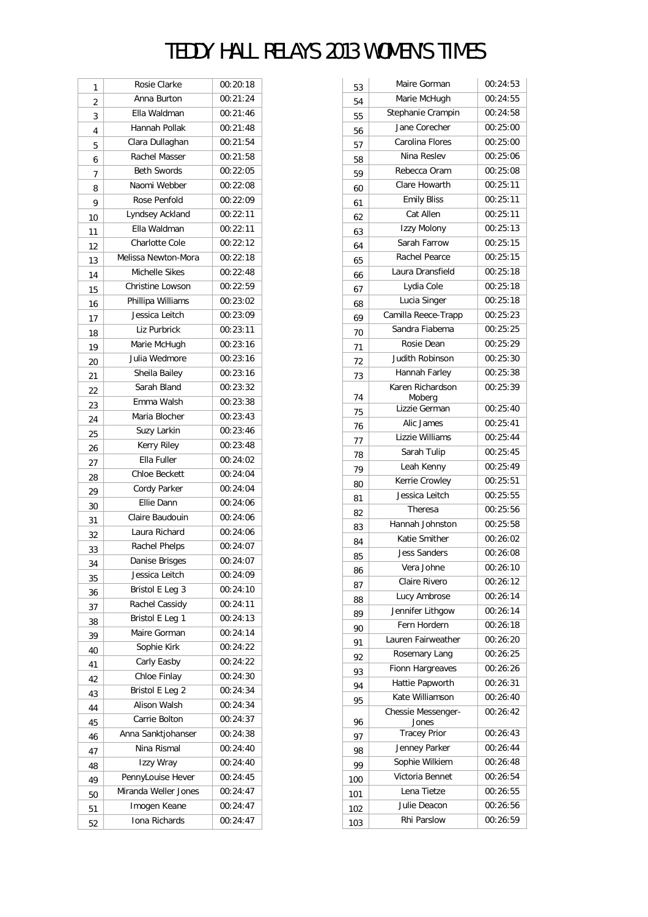# TEDDY HALL RELAYS 2013 WOMEN'S TIMES

| | | |
|---|---|---|
| 1 | Rosie Clarke | 00:20:18 |
| 2 | Anna Burton | 00:21:24 |
| 3 | Ella Waldman | 00:21:46 |
| 4 | Hannah Pollak | 00:21:48 |
| 5 | Clara Dullaghan | 00:21:54 |
| 6 | Rachel Masser | 00:21:58 |
| 7 | Beth Swords | 00:22:05 |
| 8 | Naomi Webber | 00:22:08 |
| 9 | Rose Penfold | 00:22:09 |
| 10 | Lyndsey Ackland | 00:22:11 |
| 11 | Ella Waldman | 00:22:11 |
| 12 | Charlotte Cole | 00:22:12 |
| 13 | Melissa Newton-Mora | 00:22:18 |
| 14 | Michelle Sikes | 00:22:48 |
| 15 | Christine Lowson | 00:22:59 |
| 16 | Phillipa Williams | 00:23:02 |
| 17 | Jessica Leitch | 00:23:09 |
| 18 | Liz Purbrick | 00:23:11 |
| 19 | Marie McHugh | 00:23:16 |
| 20 | Julia Wedmore | 00:23:16 |
| 21 | Sheila Bailey | 00:23:16 |
| 22 | Sarah Bland | 00:23:32 |
| 23 | Emma Walsh | 00:23:38 |
| 24 | Maria Blocher | 00:23:43 |
| 25 | Suzy Larkin | 00:23:46 |
| 26 | Kerry Riley | 00:23:48 |
| 27 | Ella Fuller | 00:24:02 |
| 28 | Chloe Beckett | 00:24:04 |
| 29 | Cordy Parker | 00:24:04 |
| 30 | Ellie Dann | 00:24:06 |
| 31 | Claire Baudouin | 00:24:06 |
| 32 | Laura Richard | 00:24:06 |
| 33 | Rachel Phelps | 00:24:07 |
| 34 | Danise Brisges | 00:24:07 |
| 35 | Jessica Leitch | 00:24:09 |
| 36 | Bristol E Leg 3 | 00:24:10 |
| 37 | Rachel Cassidy | 00:24:11 |
| 38 | Bristol E Leg 1 | 00:24:13 |
| 39 | Maire Gorman | 00:24:14 |
| 40 | Sophie Kirk | 00:24:22 |
| 41 | Carly Easby | 00:24:22 |
| 42 | Chloe Finlay | 00:24:30 |
| 43 | Bristol E Leg 2 | 00:24:34 |
| 44 | Alison Walsh | 00:24:34 |
| 45 | Carrie Bolton | 00:24:37 |
| 46 | Anna Sanktjohanser | 00:24:38 |
| 47 | Nina Rismal | 00:24:40 |
| 48 | Izzy Wray | 00:24:40 |
| 49 | PennyLouise Hever | 00:24:45 |
| 50 | Miranda Weller Jones | 00:24:47 |
| 51 | Imogen Keane | 00:24:47 |
| 52 | Iona Richards | 00:24:47 |
| 53 | Maire Gorman | 00:24:53 |
| 54 | Marie McHugh | 00:24:55 |
| 55 | Stephanie Crampin | 00:24:58 |
| 56 | Jane Corecher | 00:25:00 |
| 57 | Carolina Flores | 00:25:00 |
| 58 | Nina Reslev | 00:25:06 |
| 59 | Rebecca Oram | 00:25:08 |
| 60 | Clare Howarth | 00:25:11 |
| 61 | Emily Bliss | 00:25:11 |
| 62 | Cat Allen | 00:25:11 |
| 63 | Izzy Molony | 00:25:13 |
| 64 | Sarah Farrow | 00:25:15 |
| 65 | Rachel Pearce | 00:25:15 |
| 66 | Laura Dransfield | 00:25:18 |
| 67 | Lydia Cole | 00:25:18 |
| 68 | Lucia Singer | 00:25:18 |
| 69 | Camilla Reece-Trapp | 00:25:23 |
| 70 | Sandra Fiabema | 00:25:25 |
| 71 | Rosie Dean | 00:25:29 |
| 72 | Judith Robinson | 00:25:30 |
| 73 | Hannah Farley | 00:25:38 |
| 74 | Karen Richardson Moberg | 00:25:39 |
| 75 | Lizzie German | 00:25:40 |
| 76 | Alic James | 00:25:41 |
| 77 | Lizzie Williams | 00:25:44 |
| 78 | Sarah Tulip | 00:25:45 |
| 79 | Leah Kenny | 00:25:49 |
| 80 | Kerrie Crowley | 00:25:51 |
| 81 | Jessica Leitch | 00:25:55 |
| 82 | Theresa | 00:25:56 |
| 83 | Hannah Johnston | 00:25:58 |
| 84 | Katie Smither | 00:26:02 |
| 85 | Jess Sanders | 00:26:08 |
| 86 | Vera Johne | 00:26:10 |
| 87 | Claire Rivero | 00:26:12 |
| 88 | Lucy Ambrose | 00:26:14 |
| 89 | Jennifer Lithgow | 00:26:14 |
| 90 | Fern Hordern | 00:26:18 |
| 91 | Lauren Fairweather | 00:26:20 |
| 92 | Rosemary Lang | 00:26:25 |
| 93 | Fionn Hargreaves | 00:26:26 |
| 94 | Hattie Papworth | 00:26:31 |
| 95 | Kate Williamson | 00:26:40 |
| 96 | Chessie Messenger-Jones | 00:26:42 |
| 97 | Tracey Prior | 00:26:43 |
| 98 | Jenney Parker | 00:26:44 |
| 99 | Sophie Wilkiem | 00:26:48 |
| 100 | Victoria Bennet | 00:26:54 |
| 101 | Lena Tietze | 00:26:55 |
| 102 | Julie Deacon | 00:26:56 |
| 103 | Rhi Parslow | 00:26:59 |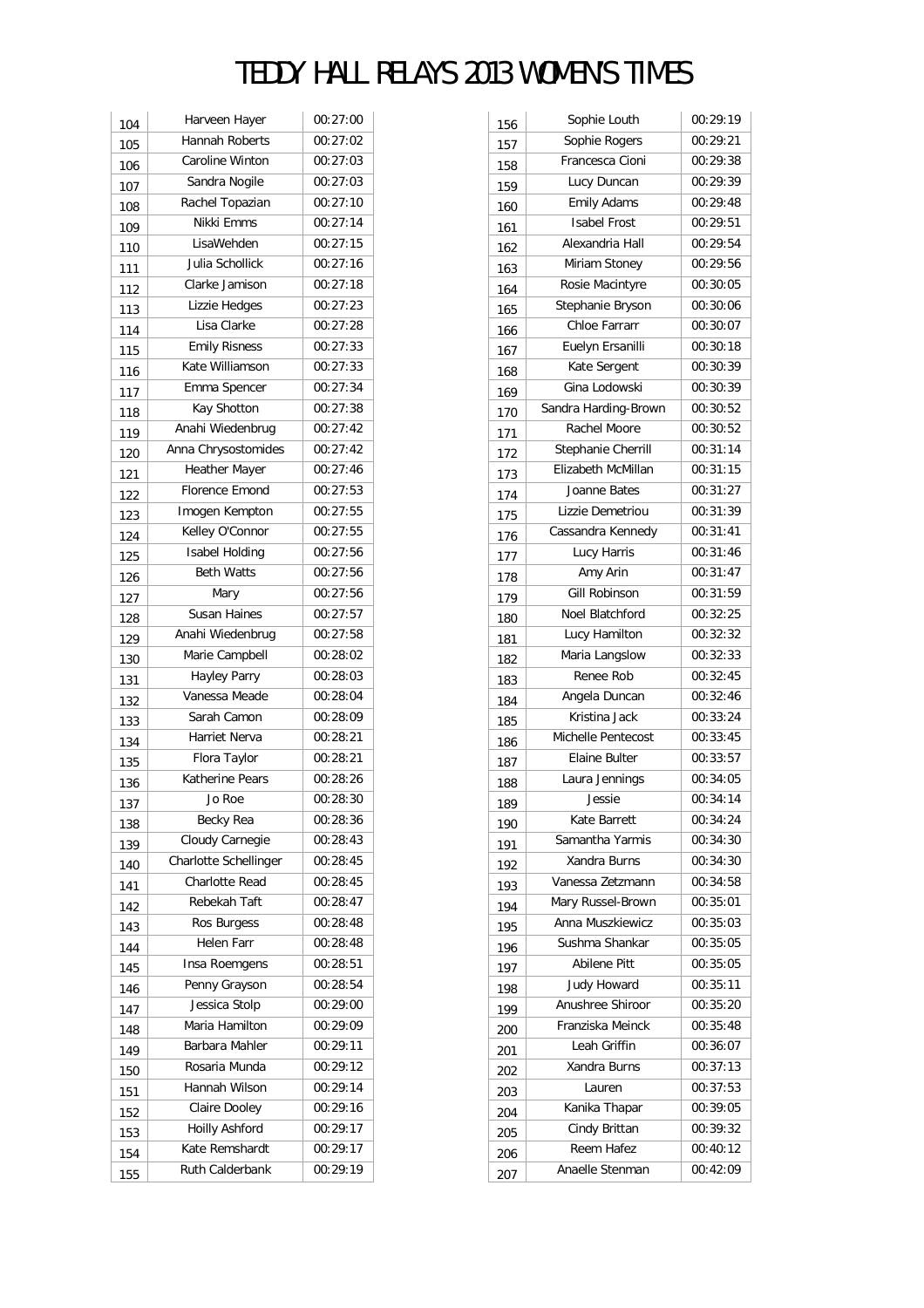# TEDDY HALL RELAYS 2013 WOMEN'S TIMES

| | | |
|---|---|---|
| 104 | Harveen Hayer | 00:27:00 |
| 105 | Hannah Roberts | 00:27:02 |
| 106 | Caroline Winton | 00:27:03 |
| 107 | Sandra Nogile | 00:27:03 |
| 108 | Rachel Topazian | 00:27:10 |
| 109 | Nikki Emms | 00:27:14 |
| 110 | LisaWehden | 00:27:15 |
| 111 | Julia Schollick | 00:27:16 |
| 112 | Clarke Jamison | 00:27:18 |
| 113 | Lizzie Hedges | 00:27:23 |
| 114 | Lisa Clarke | 00:27:28 |
| 115 | Emily Risness | 00:27:33 |
| 116 | Kate Williamson | 00:27:33 |
| 117 | Emma Spencer | 00:27:34 |
| 118 | Kay Shotton | 00:27:38 |
| 119 | Anahi Wiedenbrug | 00:27:42 |
| 120 | Anna Chrysostomides | 00:27:42 |
| 121 | Heather Mayer | 00:27:46 |
| 122 | Florence Emond | 00:27:53 |
| 123 | Imogen Kempton | 00:27:55 |
| 124 | Kelley O'Connor | 00:27:55 |
| 125 | Isabel Holding | 00:27:56 |
| 126 | Beth Watts | 00:27:56 |
| 127 | Mary | 00:27:56 |
| 128 | Susan Haines | 00:27:57 |
| 129 | Anahi Wiedenbrug | 00:27:58 |
| 130 | Marie Campbell | 00:28:02 |
| 131 | Hayley Parry | 00:28:03 |
| 132 | Vanessa Meade | 00:28:04 |
| 133 | Sarah Camon | 00:28:09 |
| 134 | Harriet Nerva | 00:28:21 |
| 135 | Flora Taylor | 00:28:21 |
| 136 | Katherine Pears | 00:28:26 |
| 137 | Jo Roe | 00:28:30 |
| 138 | Becky Rea | 00:28:36 |
| 139 | Cloudy Carnegie | 00:28:43 |
| 140 | Charlotte Schellinger | 00:28:45 |
| 141 | Charlotte Read | 00:28:45 |
| 142 | Rebekah Taft | 00:28:47 |
| 143 | Ros Burgess | 00:28:48 |
| 144 | Helen Farr | 00:28:48 |
| 145 | Insa Roemgens | 00:28:51 |
| 146 | Penny Grayson | 00:28:54 |
| 147 | Jessica Stolp | 00:29:00 |
| 148 | Maria Hamilton | 00:29:09 |
| 149 | Barbara Mahler | 00:29:11 |
| 150 | Rosaria Munda | 00:29:12 |
| 151 | Hannah Wilson | 00:29:14 |
| 152 | Claire Dooley | 00:29:16 |
| 153 | Hoilly Ashford | 00:29:17 |
| 154 | Kate Remshardt | 00:29:17 |
| 155 | Ruth Calderbank | 00:29:19 |
| 156 | Sophie Louth | 00:29:19 |
| 157 | Sophie Rogers | 00:29:21 |
| 158 | Francesca Cioni | 00:29:38 |
| 159 | Lucy Duncan | 00:29:39 |
| 160 | Emily Adams | 00:29:48 |
| 161 | Isabel Frost | 00:29:51 |
| 162 | Alexandria Hall | 00:29:54 |
| 163 | Miriam Stoney | 00:29:56 |
| 164 | Rosie Macintyre | 00:30:05 |
| 165 | Stephanie Bryson | 00:30:06 |
| 166 | Chloe Farrarr | 00:30:07 |
| 167 | Euelyn Ersanilli | 00:30:18 |
| 168 | Kate Sergent | 00:30:39 |
| 169 | Gina Lodowski | 00:30:39 |
| 170 | Sandra Harding-Brown | 00:30:52 |
| 171 | Rachel Moore | 00:30:52 |
| 172 | Stephanie Cherrill | 00:31:14 |
| 173 | Elizabeth McMillan | 00:31:15 |
| 174 | Joanne Bates | 00:31:27 |
| 175 | Lizzie Demetriou | 00:31:39 |
| 176 | Cassandra Kennedy | 00:31:41 |
| 177 | Lucy Harris | 00:31:46 |
| 178 | Amy Arin | 00:31:47 |
| 179 | Gill Robinson | 00:31:59 |
| 180 | Noel Blatchford | 00:32:25 |
| 181 | Lucy Hamilton | 00:32:32 |
| 182 | Maria Langslow | 00:32:33 |
| 183 | Renee Rob | 00:32:45 |
| 184 | Angela Duncan | 00:32:46 |
| 185 | Kristina Jack | 00:33:24 |
| 186 | Michelle Pentecost | 00:33:45 |
| 187 | Elaine Bulter | 00:33:57 |
| 188 | Laura Jennings | 00:34:05 |
| 189 | Jessie | 00:34:14 |
| 190 | Kate Barrett | 00:34:24 |
| 191 | Samantha Yarmis | 00:34:30 |
| 192 | Xandra Burns | 00:34:30 |
| 193 | Vanessa Zetzmann | 00:34:58 |
| 194 | Mary Russel-Brown | 00:35:01 |
| 195 | Anna Muszkiewicz | 00:35:03 |
| 196 | Sushma Shankar | 00:35:05 |
| 197 | Abilene Pitt | 00:35:05 |
| 198 | Judy Howard | 00:35:11 |
| 199 | Anushree Shiroor | 00:35:20 |
| 200 | Franziska Meinck | 00:35:48 |
| 201 | Leah Griffin | 00:36:07 |
| 202 | Xandra Burns | 00:37:13 |
| 203 | Lauren | 00:37:53 |
| 204 | Kanika Thapar | 00:39:05 |
| 205 | Cindy Brittan | 00:39:32 |
| 206 | Reem Hafez | 00:40:12 |
| 207 | Anaelle Stenman | 00:42:09 |